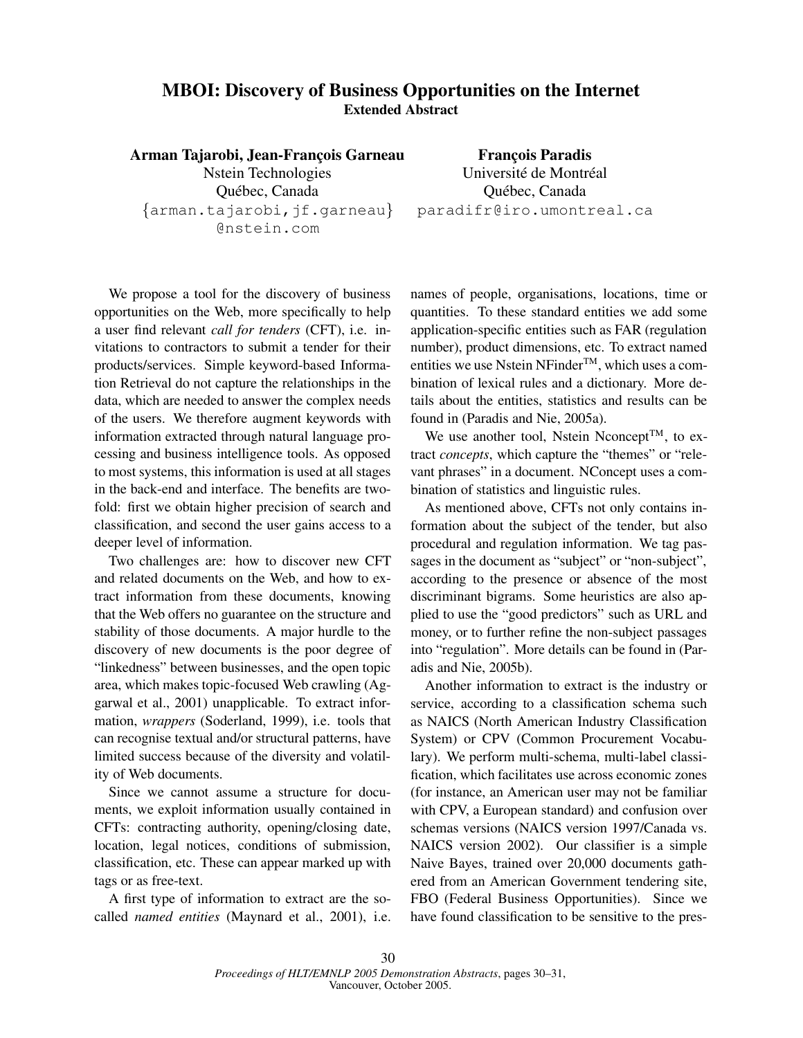# MBOI: Discovery of Business Opportunities on the Internet

**Extended Abstract**

**Arman Tajarobi, Jean-François Garneau**
Nstein Technologies
Québec, Canada
{arman.tajarobi,jf.garneau}@nstein.com

**François Paradis**
Université de Montréal
Québec, Canada
paradifr@iro.umontreal.ca

We propose a tool for the discovery of business opportunities on the Web, more specifically to help a user find relevant *call for tenders* (CFT), i.e. invitations to contractors to submit a tender for their products/services. Simple keyword-based Information Retrieval do not capture the relationships in the data, which are needed to answer the complex needs of the users. We therefore augment keywords with information extracted through natural language processing and business intelligence tools. As opposed to most systems, this information is used at all stages in the back-end and interface. The benefits are twofold: first we obtain higher precision of search and classification, and second the user gains access to a deeper level of information.

Two challenges are: how to discover new CFT and related documents on the Web, and how to extract information from these documents, knowing that the Web offers no guarantee on the structure and stability of those documents. A major hurdle to the discovery of new documents is the poor degree of "linkedness" between businesses, and the open topic area, which makes topic-focused Web crawling (Aggarwal et al., 2001) unapplicable. To extract information, *wrappers* (Soderland, 1999), i.e. tools that can recognise textual and/or structural patterns, have limited success because of the diversity and volatility of Web documents.

Since we cannot assume a structure for documents, we exploit information usually contained in CFTs: contracting authority, opening/closing date, location, legal notices, conditions of submission, classification, etc. These can appear marked up with tags or as free-text.

A first type of information to extract are the so-called *named entities* (Maynard et al., 2001), i.e. names of people, organisations, locations, time or quantities. To these standard entities we add some application-specific entities such as FAR (regulation number), product dimensions, etc. To extract named entities we use Nstein NFinder™, which uses a combination of lexical rules and a dictionary. More details about the entities, statistics and results can be found in (Paradis and Nie, 2005a).

We use another tool, Nstein Nconcept™, to extract *concepts*, which capture the "themes" or "relevant phrases" in a document. NConcept uses a combination of statistics and linguistic rules.

As mentioned above, CFTs not only contains information about the subject of the tender, but also procedural and regulation information. We tag passages in the document as "subject" or "non-subject", according to the presence or absence of the most discriminant bigrams. Some heuristics are also applied to use the "good predictors" such as URL and money, or to further refine the non-subject passages into "regulation". More details can be found in (Paradis and Nie, 2005b).

Another information to extract is the industry or service, according to a classification schema such as NAICS (North American Industry Classification System) or CPV (Common Procurement Vocabulary). We perform multi-schema, multi-label classification, which facilitates use across economic zones (for instance, an American user may not be familiar with CPV, a European standard) and confusion over schemas versions (NAICS version 1997/Canada vs. NAICS version 2002). Our classifier is a simple Naive Bayes, trained over 20,000 documents gathered from an American Government tendering site, FBO (Federal Business Opportunities). Since we have found classification to be sensitive to the pres-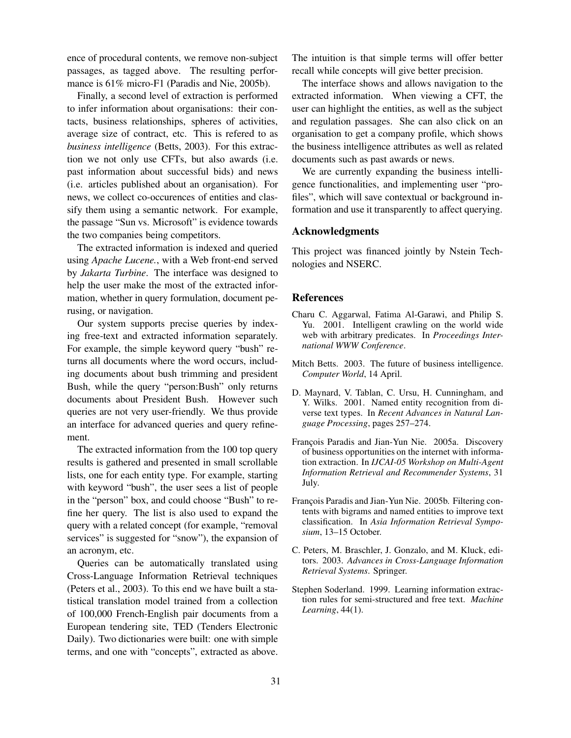ence of procedural contents, we remove non-subject passages, as tagged above. The resulting performance is 61% micro-F1 (Paradis and Nie, 2005b).

Finally, a second level of extraction is performed to infer information about organisations: their contacts, business relationships, spheres of activities, average size of contract, etc. This is refered to as *business intelligence* (Betts, 2003). For this extraction we not only use CFTs, but also awards (i.e. past information about successful bids) and news (i.e. articles published about an organisation). For news, we collect co-occurences of entities and classify them using a semantic network. For example, the passage "Sun vs. Microsoft" is evidence towards the two companies being competitors.

The extracted information is indexed and queried using *Apache Lucene.*, with a Web front-end served by *Jakarta Turbine*. The interface was designed to help the user make the most of the extracted information, whether in query formulation, document perusing, or navigation.

Our system supports precise queries by indexing free-text and extracted information separately. For example, the simple keyword query "bush" returns all documents where the word occurs, including documents about bush trimming and president Bush, while the query "person:Bush" only returns documents about President Bush. However such queries are not very user-friendly. We thus provide an interface for advanced queries and query refinement.

The extracted information from the 100 top query results is gathered and presented in small scrollable lists, one for each entity type. For example, starting with keyword "bush", the user sees a list of people in the "person" box, and could choose "Bush" to refine her query. The list is also used to expand the query with a related concept (for example, "removal services" is suggested for "snow"), the expansion of an acronym, etc.

Queries can be automatically translated using Cross-Language Information Retrieval techniques (Peters et al., 2003). To this end we have built a statistical translation model trained from a collection of 100,000 French-English pair documents from a European tendering site, TED (Tenders Electronic Daily). Two dictionaries were built: one with simple terms, and one with "concepts", extracted as above. The intuition is that simple terms will offer better recall while concepts will give better precision.

The interface shows and allows navigation to the extracted information. When viewing a CFT, the user can highlight the entities, as well as the subject and regulation passages. She can also click on an organisation to get a company profile, which shows the business intelligence attributes as well as related documents such as past awards or news.

We are currently expanding the business intelligence functionalities, and implementing user "profiles", which will save contextual or background information and use it transparently to affect querying.

## Acknowledgments

This project was financed jointly by Nstein Technologies and NSERC.

## References

Charu C. Aggarwal, Fatima Al-Garawi, and Philip S. Yu. 2001. Intelligent crawling on the world wide web with arbitrary predicates. In *Proceedings International WWW Conference*.

Mitch Betts. 2003. The future of business intelligence. *Computer World*, 14 April.

D. Maynard, V. Tablan, C. Ursu, H. Cunningham, and Y. Wilks. 2001. Named entity recognition from diverse text types. In *Recent Advances in Natural Language Processing*, pages 257–274.

François Paradis and Jian-Yun Nie. 2005a. Discovery of business opportunities on the internet with information extraction. In *IJCAI-05 Workshop on Multi-Agent Information Retrieval and Recommender Systems*, 31 July.

François Paradis and Jian-Yun Nie. 2005b. Filtering contents with bigrams and named entities to improve text classification. In *Asia Information Retrieval Symposium*, 13–15 October.

C. Peters, M. Braschler, J. Gonzalo, and M. Kluck, editors. 2003. *Advances in Cross-Language Information Retrieval Systems*. Springer.

Stephen Soderland. 1999. Learning information extraction rules for semi-structured and free text. *Machine Learning*, 44(1).